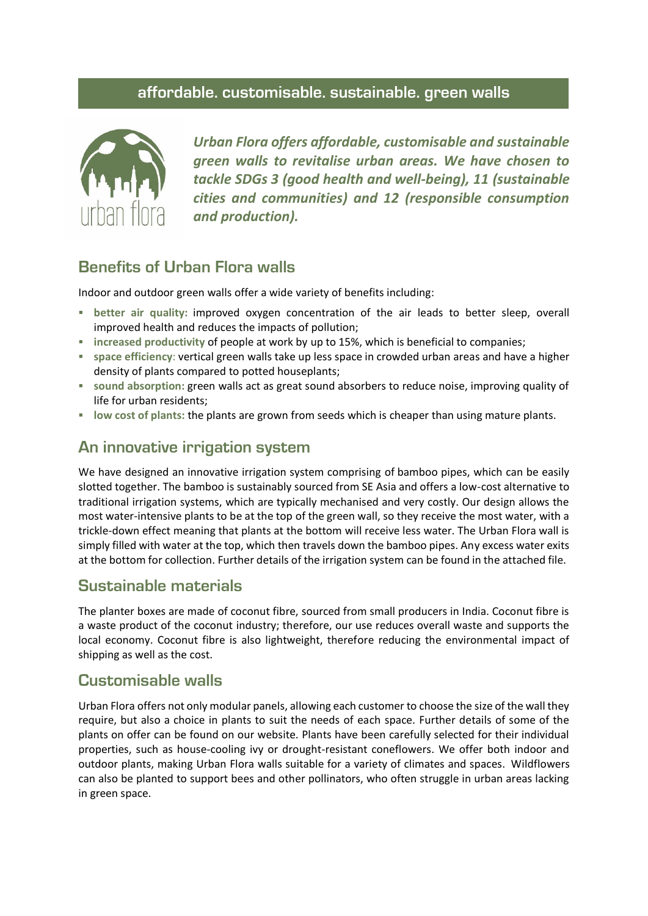# affordable. customisable. sustainable. green walls

urban flora

***Urban Flora offers affordable, customisable and sustainable green walls to revitalise urban areas. We have chosen to tackle SDGs 3 (good health and well-being), 11 (sustainable cities and communities) and 12 (responsible consumption and production).***

## Benefits of Urban Flora walls

Indoor and outdoor green walls offer a wide variety of benefits including:

- **better air quality:** improved oxygen concentration of the air leads to better sleep, overall improved health and reduces the impacts of pollution;
- **increased productivity** of people at work by up to 15%, which is beneficial to companies;
- **space efficiency**: vertical green walls take up less space in crowded urban areas and have a higher density of plants compared to potted houseplants;
- **sound absorption:** green walls act as great sound absorbers to reduce noise, improving quality of life for urban residents;
- **low cost of plants:** the plants are grown from seeds which is cheaper than using mature plants.

## An innovative irrigation system

We have designed an innovative irrigation system comprising of bamboo pipes, which can be easily slotted together. The bamboo is sustainably sourced from SE Asia and offers a low-cost alternative to traditional irrigation systems, which are typically mechanised and very costly. Our design allows the most water-intensive plants to be at the top of the green wall, so they receive the most water, with a trickle-down effect meaning that plants at the bottom will receive less water. The Urban Flora wall is simply filled with water at the top, which then travels down the bamboo pipes. Any excess water exits at the bottom for collection. Further details of the irrigation system can be found in the attached file.

## Sustainable materials

The planter boxes are made of coconut fibre, sourced from small producers in India. Coconut fibre is a waste product of the coconut industry; therefore, our use reduces overall waste and supports the local economy. Coconut fibre is also lightweight, therefore reducing the environmental impact of shipping as well as the cost.

## Customisable walls

Urban Flora offers not only modular panels, allowing each customer to choose the size of the wall they require, but also a choice in plants to suit the needs of each space. Further details of some of the plants on offer can be found on our website. Plants have been carefully selected for their individual properties, such as house-cooling ivy or drought-resistant coneflowers. We offer both indoor and outdoor plants, making Urban Flora walls suitable for a variety of climates and spaces. Wildflowers can also be planted to support bees and other pollinators, who often struggle in urban areas lacking in green space.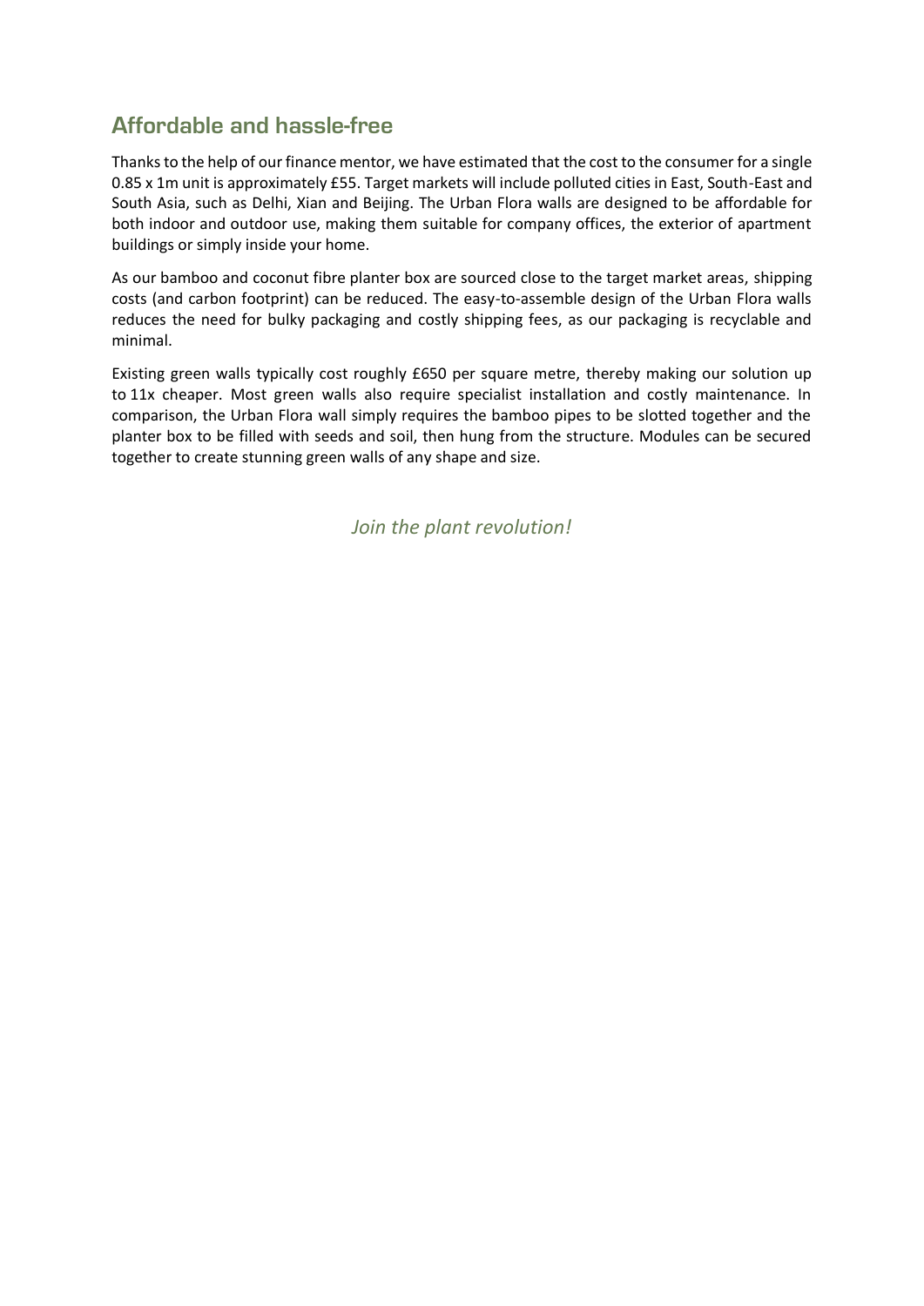## Affordable and hassle-free

Thanks to the help of our finance mentor, we have estimated that the cost to the consumer for a single 0.85 x 1m unit is approximately £55. Target markets will include polluted cities in East, South-East and South Asia, such as Delhi, Xian and Beijing. The Urban Flora walls are designed to be affordable for both indoor and outdoor use, making them suitable for company offices, the exterior of apartment buildings or simply inside your home.

As our bamboo and coconut fibre planter box are sourced close to the target market areas, shipping costs (and carbon footprint) can be reduced. The easy-to-assemble design of the Urban Flora walls reduces the need for bulky packaging and costly shipping fees, as our packaging is recyclable and minimal.

Existing green walls typically cost roughly £650 per square metre, thereby making our solution up to 11x cheaper. Most green walls also require specialist installation and costly maintenance. In comparison, the Urban Flora wall simply requires the bamboo pipes to be slotted together and the planter box to be filled with seeds and soil, then hung from the structure. Modules can be secured together to create stunning green walls of any shape and size.

*Join the plant revolution!*